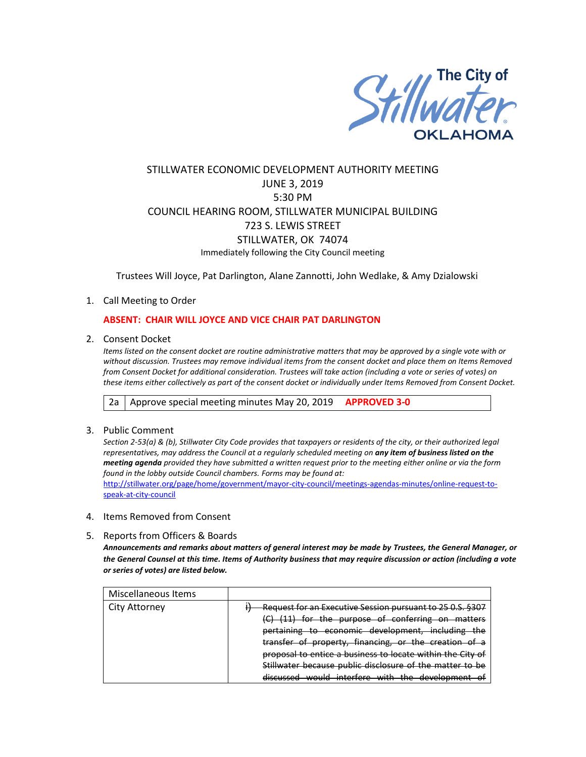The City of Stillwater OKLAHOMA

STILLWATER ECONOMIC DEVELOPMENT AUTHORITY MEETING
JUNE 3, 2019
5:30 PM
COUNCIL HEARING ROOM, STILLWATER MUNICIPAL BUILDING
723 S. LEWIS STREET
STILLWATER, OK 74074
Immediately following the City Council meeting

Trustees Will Joyce, Pat Darlington, Alane Zannotti, John Wedlake, & Amy Dzialowski

1. Call Meeting to Order

   **ABSENT: CHAIR WILL JOYCE AND VICE CHAIR PAT DARLINGTON**

2. Consent Docket

   *Items listed on the consent docket are routine administrative matters that may be approved by a single vote with or without discussion. Trustees may remove individual items from the consent docket and place them on Items Removed from Consent Docket for additional consideration. Trustees will take action (including a vote or series of votes) on these items either collectively as part of the consent docket or individually under Items Removed from Consent Docket.*

| | |
|---|---|
| 2a | Approve special meeting minutes May 20, 2019 **APPROVED 3-0** |

3. Public Comment

   *Section 2-53(a) & (b), Stillwater City Code provides that taxpayers or residents of the city, or their authorized legal representatives, may address the Council at a regularly scheduled meeting on* ***any item of business listed on the meeting agenda*** *provided they have submitted a written request prior to the meeting either online or via the form found in the lobby outside Council chambers. Forms may be found at:*
   http://stillwater.org/page/home/government/mayor-city-council/meetings-agendas-minutes/online-request-to-speak-at-city-council

4. Items Removed from Consent

5. Reports from Officers & Boards

   ***Announcements and remarks about matters of general interest may be made by Trustees, the General Manager, or the General Counsel at this time. Items of Authority business that may require discussion or action (including a vote or series of votes) are listed below.***

| | |
|---|---|
| Miscellaneous Items | |
| City Attorney | ~~i) Request for an Executive Session pursuant to 25 O.S. §307 (C) (11) for the purpose of conferring on matters pertaining to economic development, including the transfer of property, financing, or the creation of a proposal to entice a business to locate within the City of Stillwater because public disclosure of the matter to be discussed would interfere with the development of~~ |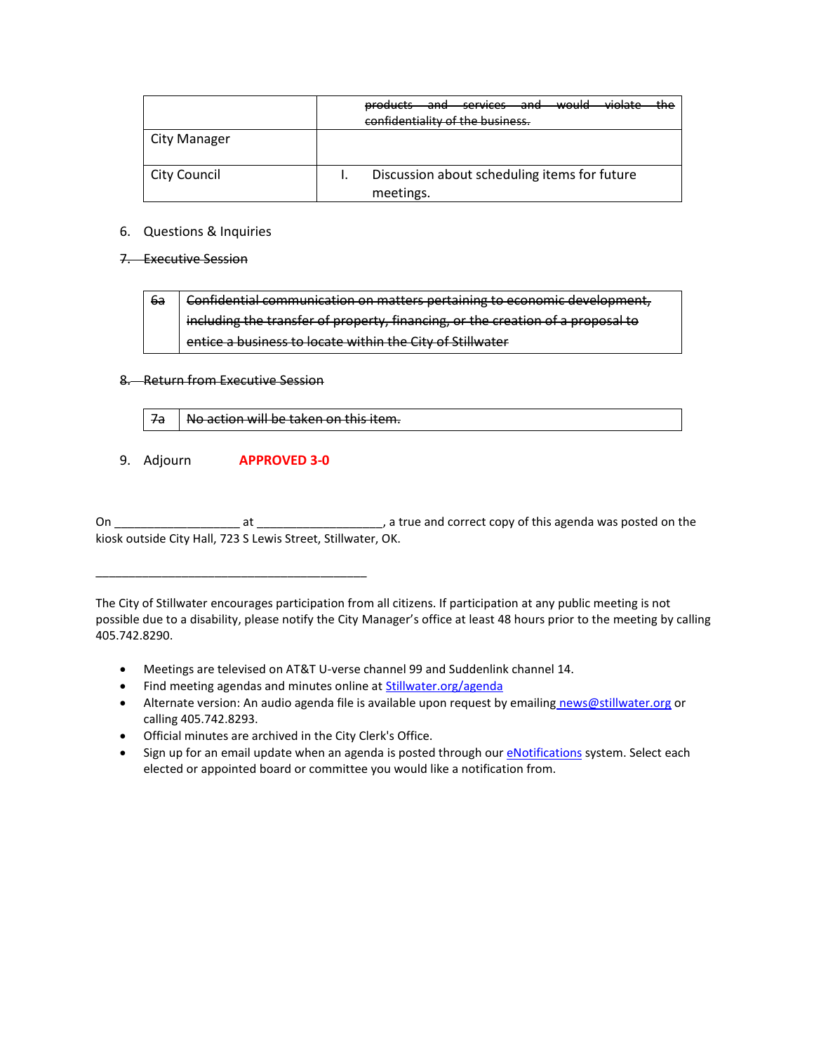| | |
|---|---|
| | ~~products and services and would violate the confidentiality of the business.~~ |
| City Manager | |
| City Council | I. Discussion about scheduling items for future meetings. |

6. Questions & Inquiries

~~7. Executive Session~~

| | |
|---|---|
| ~~6a~~ | ~~Confidential communication on matters pertaining to economic development, including the transfer of property, financing, or the creation of a proposal to entice a business to locate within the City of Stillwater~~ |

~~8. Return from Executive Session~~

| | |
|---|---|
| ~~7a~~ | ~~No action will be taken on this item.~~ |

9. Adjourn **APPROVED 3-0**

On __________________ at __________________, a true and correct copy of this agenda was posted on the kiosk outside City Hall, 723 S Lewis Street, Stillwater, OK.

________________________________________

The City of Stillwater encourages participation from all citizens. If participation at any public meeting is not possible due to a disability, please notify the City Manager's office at least 48 hours prior to the meeting by calling 405.742.8290.

- Meetings are televised on AT&T U-verse channel 99 and Suddenlink channel 14.
- Find meeting agendas and minutes online at Stillwater.org/agenda
- Alternate version: An audio agenda file is available upon request by emailing news@stillwater.org or calling 405.742.8293.
- Official minutes are archived in the City Clerk's Office.
- Sign up for an email update when an agenda is posted through our eNotifications system. Select each elected or appointed board or committee you would like a notification from.